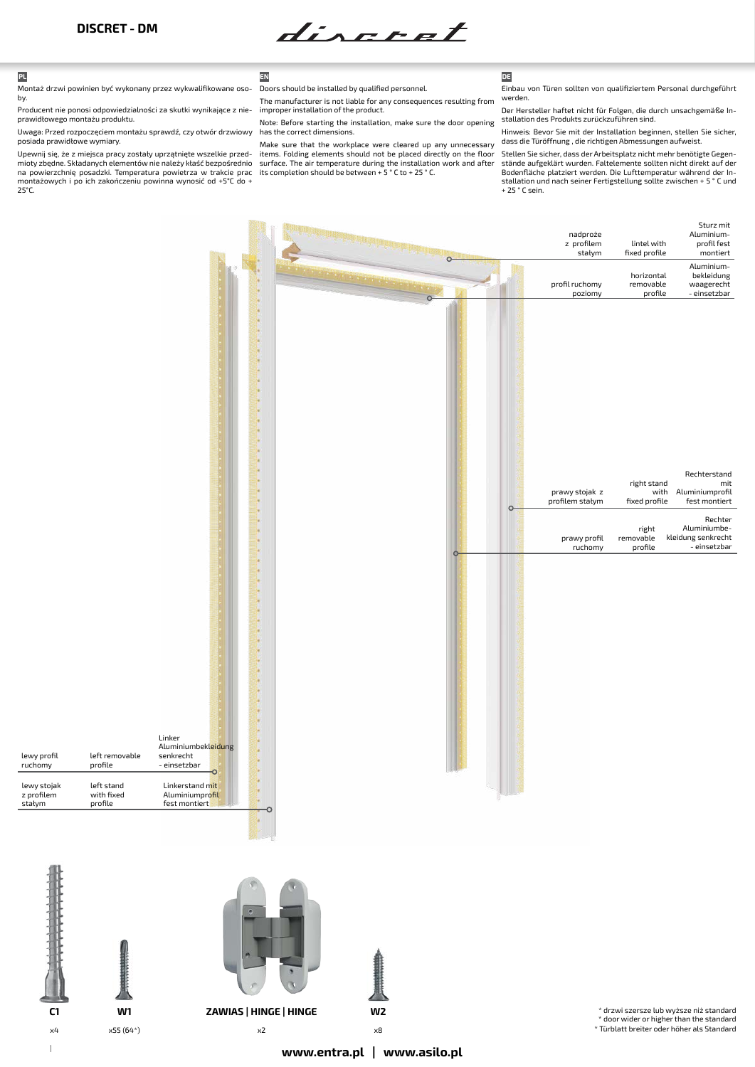# DISCRET - DM

**PL**

Montaż drzwi powinien być wykonany przez wykwalifikowane osoby.

Producent nie ponosi odpowiedzialności za skutki wynikające z nieprawidłowego montażu produktu.

Uwaga: Przed rozpoczęciem montażu sprawdź, czy otwór drzwiowy posiada prawidłowe wymiary.

Upewnij się, że z miejsca pracy zostały uprzątnięte wszelkie przedmioty zbędne. Składanych elementów nie należy kłaść bezpośrednio na powierzchnię posadzki. Temperatura powietrza w trakcie prac montażowych i po ich zakończeniu powinna wynosić od +5°C do + 25°C.

**EN**

Doors should be installed by qualified personnel.

The manufacturer is not liable for any consequences resulting from improper installation of the product.

Note: Before starting the installation, make sure the door opening has the correct dimensions.

Make sure that the workplace were cleared up any unnecessary items. Folding elements should not be placed directly on the floor surface. The air temperature during the installation work and after its completion should be between + 5 ° C to + 25 ° C.

**DE**

Einbau von Türen sollten von qualifiziertem Personal durchgeführt werden.

Der Hersteller haftet nicht für Folgen, die durch unsachgemäße Installation des Produkts zurückzuführen sind.

Hinweis: Bevor Sie mit der Installation beginnen, stellen Sie sicher, dass die Türöffnung , die richtigen Abmessungen aufweist.

Stellen Sie sicher, dass der Arbeitsplatz nicht mehr benötigte Gegenstände aufgeklärt wurden. Faltelemente sollten nicht direkt auf der Bodenfläche platziert werden. Die Lufttemperatur während der Installation und nach seiner Fertigstellung sollte zwischen + 5 ° C und + 25 ° C sein.

| PL | EN | DE |
|---|---|---|
| nadproże z profilem stałym | lintel with fixed profile | Sturz mit Aluminium-profil fest montiert |
| profil ruchomy poziomy | horizontal removable profile | Aluminium-bekleidung waagerecht - einsetzbar |
| prawy stojak z profilem stałym | right stand with fixed profile | Rechterstand mit Aluminiumprofil fest montiert |
| prawy profil ruchomy | right removable profile | Rechter Aluminiumbekleidung senkrecht - einsetzbar |
| lewy profil ruchomy | left removable profile | Linker Aluminiumbekleidung senkrecht - einsetzbar |
| lewy stojak z profilem stałym | left stand with fixed profile | Linkerstand mit Aluminiumprofil fest montiert |

| C1 | W1 | ZAWIAS \| HINGE \| HINGE | W2 |
|---|---|---|---|
| x4 | x55 (64*) | x2 | x8 |

\* drzwi szersze lub wyższe niż standard
\* door wider or higher than the standard
\* Türblatt breiter oder höher als Standard

**www.entra.pl | www.asilo.pl**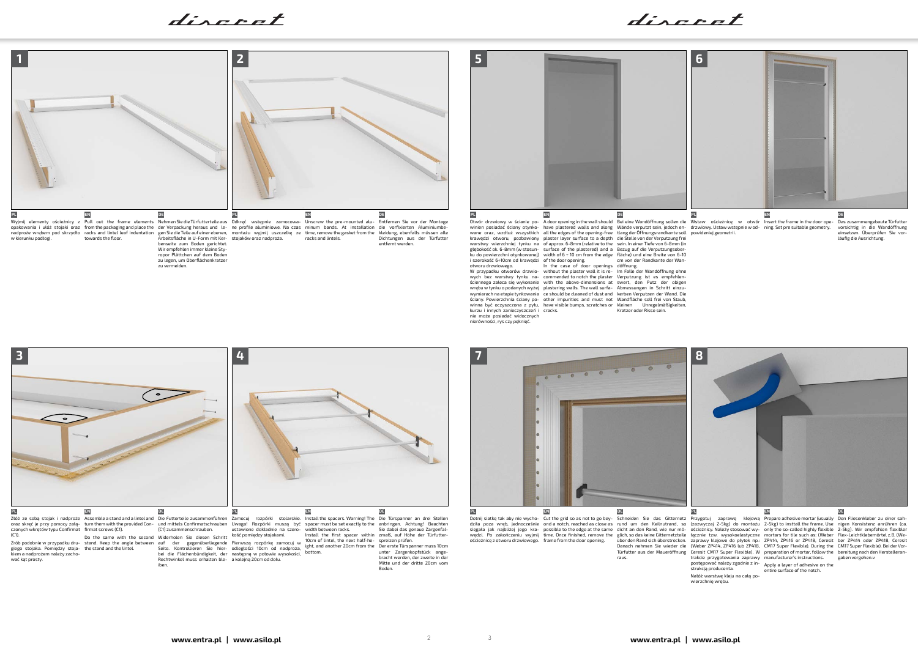## 1

**PL**

Wyjmij elementy ościeżnicy z opakowania i ułóż stojaki oraz nadproże wrębem pod skrzydło w kierunku podłogi.

**EN**

Pull out the frame elements from the packaging and place the racks and lintel leaf indentation towards the floor.

**DE**

Nehmen Sie die Türfutterteile aus der Verpackung heraus und legen Sie die Teile auf einer ebenen, Arbeitsfläche in U-Form mit Kerbenseite zum Boden gerichtet. Wir empfehlen immer kleine Styropor Plättchen auf dem Boden zu legen, um Oberflächenkratzer zu vermeiden.

## 2

**PL**

Odkręć wstępnie zamocowane profile aluminiowe. Na czas montażu wyjmij uszczelkę ze stojaków oraz nadproża.

**EN**

Unscrew the pre-mounted aluminum bands. At installation time, remove the gasket from the racks and lintels.

**DE**

Entfernen Sie vor der Montage die vorfixierten Aluminiumbekleidung, ebenfalls müssen alle Dichtungen aus der Türfutter entfernt werden.

## 5

**PL**

Otwór drzwiowy w ścianie powinien posiadać ściany otynkowane oraz, wzdłuż wszystkich krawędzi otworu, pozbawiony warstwy wierzchniej tynku na głębokość ok. 6-8mm (w stosunku do powierzchni otynkowanej) i szerokość 6÷10cm od krawędzi otworu drzwiowego.

W przypadku otworów drzwiowych bez warstwy tynku naściennego zaleca się wykonanie wrębu w tynku o podanych wyżej wymiarach na etapie tynkowania ściany. Powierzchnia ściany powinna być oczyszczona z pyłu, kurzu i innych zanieczyszczeń i nie może posiadać widocznych nierówności, rys czy pęknięć.

**EN**

A door opening in the wall should have plastered walls and along all the edges of the opening-free plaster layer surface to a depth of approx. 6-8mm (relative to the surface of the plastered) and a width of 6 ÷ 10 cm from the edge of the door opening.

In the case of door openings without the plaster wall it is recommended to notch the plaster with the above-dimensions at plastering walls. The wall surface should be cleaned of dust and other impurities and must not have visible bumps, scratches or cracks.

**DE**

Bei eine Wandöffnung sollen die Wände verputzt sein, jedoch entlang der Öffnungsrandkante soll die Stelle von der Verputzung frei sein. In einer Tiefe von 6-8mm (in Bezug auf die Verputzungsoberfläche) und eine Breite von 6-10 cm von der Randkante der Wandöffnung.

Im Falle der Wandöffnung ohne Verputzung ist es empfehlenswert, den Putz der obigen Abmessungen im Schritt einzukerben Verputzen der Wand. Die Wandfläche soll frei von Staub, kleinen Unregelmäßigkeiten, Kratzer oder Risse sein.

## 6

**PL**

Wstaw ościeżnicę w otwór drzwiowy. Ustaw wstępnie w odpowiedniej geometrii.

**EN**

Insert the frame in the door opening. Set pre suitable geometry.

**DE**

Das zusammengebaute Türfutter vorsichtig in die Wandöffnung einsetzen. Überprüfen Sie vorläufig die Ausrichtung.

## 3

**PL**

Złóż ze sobą stojak i nadproże oraz skręć je przy pomocy załączonych wkrętów typu Confirmat (C1).

Zrób podobnie w przypadku drugiego stojaka. Pomiędzy stojakiem a nadprożem należy zachować kąt prosty.

**EN**

Assemble a stand and a lintel and turn them with the provided Confirmat screws (C1).

Do the same with the second stand. Keep the angle between the stand and the lintel.

**DE**

Die Futterteile zusammenführen und mittels Confirmatschrauben (C1) zusammenschrauben.

Widerholen Sie diesen Schritt auf der gegenüberliegende Seite. Kontrollieren Sie hierbei die Flächenbündigkeit, der Rechtwinkel muss erhalten bleiben.

## 4

**PL**

Zamocuj rozpórki stolarskie. Uwaga! Rozpórki muszą być ustawione dokładnie na szerokość pomiędzy stojakami.

Pierwszą rozpórkę zamocuj w odległości 10cm od nadproża, następną w połowie wysokości, a kolejną 20cm od dołu.

**EN**

Install the spacers. Warning! The spacer must be set exactly to the width between racks.

Install the first spacer within 10cm of lintel, the next half-height, and another 20cm from the bottom.

**DE**

Die Türspanner an drei Stellen anbringen. Achtung! Beachten Sie dabei das genaue Zargenfalzmaß, auf Höhe der Türfutterspreizen prüfen.

Der erste Türspanner muss 10cm unter Zargenkopfstück angebracht werden, der zweite in der Mitte und der dritte 20cm vom Boden.

## 7

**PL**

Dotnij siatkę tak aby nie wychodziła poza wręb, jednocześnie sięgała jak najbliżej jego krawędzi. Po zakończeniu wyjmij ościeżnicę z otworu drzwiowego.

**EN**

Cut the grid so as not to go beyond a notch, reached as close as possible to the edge at the same time. Once finished, remove the frame from the door opening.

**DE**

Schneiden Sie das Gitternetz rund um den Keilnutrand, so dicht an den Rand, wie nur möglich, so das keine Gitternetzteile über den Rand sich überstrecken. Danach nehmen Sie wieder die Türfutter aus der Mauueröffnung raus.

## 8

**PL**

Przygotuj zaprawę klejową (zazwyczaj 2-5kg) do montażu ościeżnicy. Należy stosować wyłącznie tzw. wysokoelastyczne zaprawy klejowe do płytek np.: (Weber ZP414, ZP416 lub ZP418, Ceresit CM17 Super Flexible). W trakcie przygotowania zaprawy postępować należy zgodnie z instrukcją producenta.

Nałóż warstwę kleju na całą powierzchnię wrębu.

**EN**

Prepare adhesive mortar (usually 2-5kg) to insttall the frame. Use only the so-called highly flexible mortars for tile such as: (Weber ZP414, ZP416 or ZP418, Ceresit CM17 Super Flexible). During the preparation of mortar, follow the manufacturer's instructions.

Apply a layer of adhesive on the entire surface of the notch.

**DE**

Den Fliesenkleber zu einer sahnigen Konsistenz anrühren (ca. 2-5kg). Wir empfehlen flexibler Flex-Leichtklebemörtel z.B. (Weber ZP414 oder ZP418, Ceresit CM17 Super Flexible). Bei der Vorbereitung nach den Herstellerangaben vorgehen.v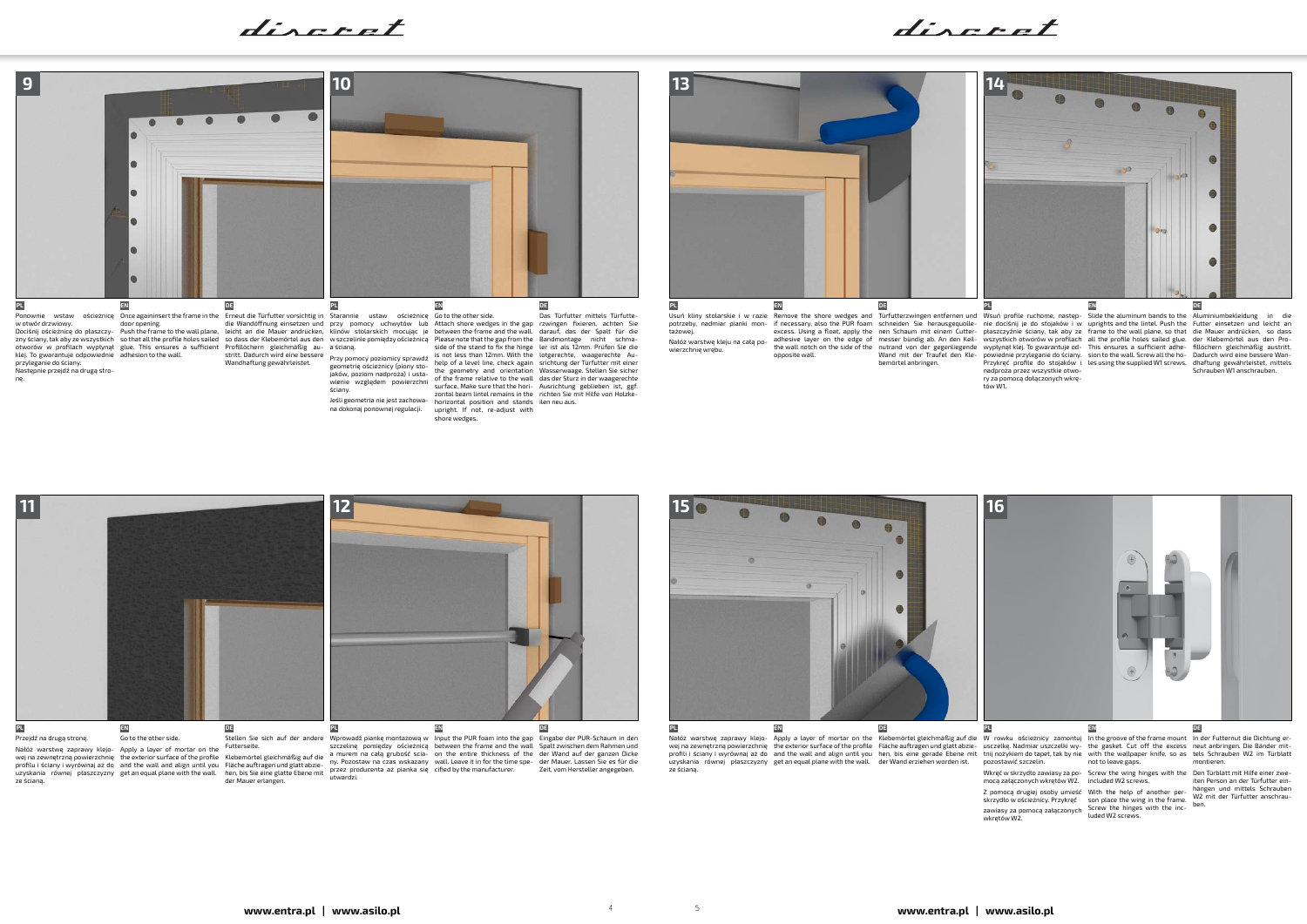## 9

**PL**

Ponownie wstaw ościeżnicę w otwór drzwiowy.
Dociśnij ościeżnicę do płaszczyzny ściany, tak aby ze wszystkich otworów w profilach wypłynął klej. To gwarantuje odpowiednie przyleganie do ściany.
Następnie przejdź na drugą stronę.

**EN**

Once againinsert the frame in the door opening.
Push the frame to the wall plane, so that all the profile holes sailed glue. This ensures a sufficient adhesion to the wall.

**DE**

Erneut die Türfutter vorsichtig in die Wandöffnung einsetzen und leicht an die Mauer andrücken, so dass der Klebemörtel aus den Profillöchern gleichmäßig austritt. Dadurch wird eine bessere Wandhaftung gewährleistet.

## 10

**PL**

Starannie ustaw ościeżnicę przy pomocy uchwytów lub klinów stolarskich mocując je w szczelinie pomiędzy ościeżnicą a ścianą.
Przy pomocy poziomicy sprawdź geometrię ościeżnicy (piony stojaków, poziom nadproża) i ustawienie względem powierzchni ściany.
Jeśli geometria nie jest zachowana dokonaj ponownej regulacji.

**EN**

Go to the other side.
Attach shore wedges in the gap between the frame and the wall. Please note that the gap from the side of the stand to fix the hinge is not less than 12mm. With the help of a level line, check again the geometry and orientation of the frame relative to the wall surface. Make sure that the horizontal beam lintel remains in the horizontal position and stands upright. If not, re-adjust with shore wedges.

**DE**

Das Türfutter mittels Türfutterzwingen fixieren, achten Sie darauf, das der Spalt für die Bandmontage nicht schmaler ist als 12mm. Prüfen Sie die lotgerechte, waagerechte Ausrichtung der Türfutter mit einer Wasserwaage. Stellen Sie sicher das der Sturz in der waagerechte Ausrichtung geblieben ist, ggf. richten Sie mit Hilfe von Holzkeilen neu aus.

## 11

**PL**

Przejdź na drugą stronę.
Nałóż warstwę zaprawy klejowej na zewnętrzną powierzchnię profilu i ściany i wyrównaj aż do uzyskania równej płaszczyzny ze ścianą.

**EN**

Go to the other side.
Apply a layer of mortar on the the exterior surface of the profile and the wall and align until you get an equal plane with the wall.

**DE**

Stellen Sie sich auf der andere Futterseite.
Klebemörtel gleichmäßig auf die Fläche auftragen und glatt abziehen, bis Sie eine glatte Ebene mit der Mauer erlangen.

## 12

**PL**

Wprowadź piankę montażową w szczelinę pomiędzy ościeżnicą a murem na całą grubość ściany. Pozostaw na czas wskazany przez producenta aż pianka się utwardzi.

**EN**

Input the PUR foam into the gap between the frame and the wall on the entire thickness of the wall. Leave it in for the time specified by the manufacturer.

**DE**

Eingabe der PUR-Schaum in den Spalt zwischen dem Rahmen und der Wand auf der ganzen Dicke der Mauer. Lassen Sie es für die Zeit, vom Hersteller angegeben.

## 13

**PL**

Usuń kliny stolarskie i w razie potrzeby, nadmiar pianki montażowej.
Nałóż warstwę kleju na całą powierzchnię wrębu.

**EN**

Remove the shore wedges and if necessary, also the PUR foam excess. Using a float, apply the adhesive layer on the edge of the wall notch on the side of the opposite wall.

**DE**

Türfutterzwingen entfernen und schneiden Sie herausgequollenen Schaum mit einem Cuttermesser bündig ab. An den Keilnutrand von der gegenliegende Wand mit der Traufel den Klebemörtel anbringen.

## 14

**PL**

Wsuń profile ruchome, następnie dociśnij je do stojaków i w płaszczyźnie ściany, tak aby ze wszystkich otworów w profilach wypłynął klej. To gwarantuje odpowiednie przyleganie do ściany.
Przykręć profile do stojaków i nadproża przez wszystkie otwory za pomocą dołączonych wkrętów W1.

**EN**

Slide the aluminum bands to the uprights and the lintel. Push the frame to the wall plane, so that all the profile holes sailed glue. This ensures a sufficient adhesion to the wall. Screw all the holes using the supplied W1 screws.

**DE**

Aluminiumbekleidung in die Futter einsetzen und leicht an die Mauer andrücken, so dass der Klebemörtel aus den Profillöchern gleichmäßig austritt. Dadurch wird eine bessere Wandhaftung gewährleistet, mittels Schrauben W1 anschrauben.

## 15

**PL**

Nałóż warstwę zaprawy klejowej na zewnętrzną powierzchnię profili i ściany i wyrównaj aż do uzyskania równej płaszczyzny ze ścianą.

**EN**

Apply a layer of mortar on the the exterior surface of the profile and the wall and align until you get an equal plane with the wall.

**DE**

Klebemörtel gleichmäßig auf die Fläche auftragen und glatt abziehen, bis eine gerade Ebene mit der Wand erziehen worden ist.

## 16

**PL**

W rowku ościeżnicy zamontuj uszczelkę. Nadmiar uszczelki wytnij nożykiem do tapet, tak by nie pozostawić szczelin.
Wkręć w skrzydło zawiasy za pomocą załączonych wkrętów W2.
Z pomocą drugiej osoby umieść skrzydło w ościeżnicy. Przykręć zawiasy za pomocą załączonych wkrętów W2.

**EN**

In the groove of the frame mount the gasket. Cut off the excess with the wallpaper knife, so as not to leave gaps.
Screw the wing hinges with the included W2 screws.
With the help of another person place the wing in the frame. Screw the hinges with the included W2 screws.

**DE**

In der Futternut die Dichtung erneut anbringen. Die Bänder mittels Schrauben W2 im Türblatt montieren.
Den Türblatt mit Hilfe einer zweiten Person an der Türfutter einhängen und mittels Schrauben W2 mit der Türfutter anschrauben.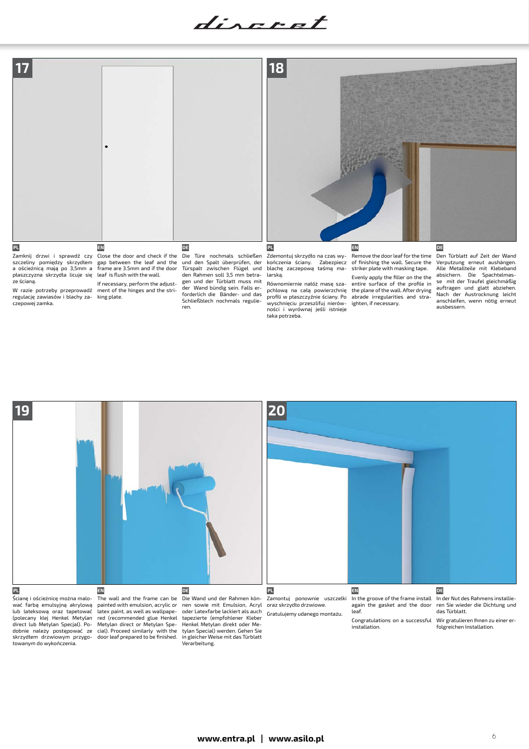## 17

**PL**

Zamknij drzwi i sprawdź czy szczeliny pomiędzy skrzydłem a ościeżnicą mają po 3,5mm a płaszczyzna skrzydła licuje się ze ścianą.

W razie potrzeby przeprowadź regulację zawiasów i blachy zaczepowej zamka.

**EN**

Close the door and check if the gap between the leaf and the frame are 3.5mm and if the door leaf is flush with the wall.

If necessary, perform the adjustment of the hinges and the striking plate.

**DE**

Die Türe nochmals schließen und den Spalt überprüfen, der Türspalt zwischen Flügel und den Rahmen soll 3,5 mm betragen und der Türblatt muss mit der Wand bündig sein. Falls erforderlich die Bänder- und das Schließblech nochmals regulieren.

## 18

**PL**

Zdemontuj skrzydło na czas wykończenia ściany. Zabezpiecz blachę zaczepową taśmą malarską.

Równomiernie nałóż masę szpachlową na całą powierzchnię profili w płaszczyźnie ściany. Po wyschnięciu przeszlifuj nierówności i wyrównaj jeśli istnieje taka potrzeba.

**EN**

Remove the door leaf for the time of finishing the wall. Secure the striker plate with masking tape.

Evenly apply the filler on the the entire surface of the profile in the plane of the wall. After drying abrade irregularities and straighten, if necessary.

**DE**

Den Türblatt auf Zeit der Wand Verputzung erneut aushängen. Alle Metallteile mit Klebeband absichern. Die Spachtelmasse mit der Traufel gleichmäßig auftragen und glatt abziehen. Nach der Austrocknung leicht anschleifen, wenn nötig erneut ausbessern.

## 19

**PL**

Ścianę i ościeżnicę można malować farbą emulsyjną akrylową lub lateksową oraz tapetować (polecany klej Henkel Metylan direct lub Metylan Specjal). Podobnie należy postępować ze skrzydłem drzwiowym przygotowanym do wykończenia.

**EN**

The wall and the frame can be painted with emulsion, acrylic or latex paint, as well as wallpapered (recommended glue Henkel Metylan direct or Metylan Special). Proceed similarly with the door leaf prepared to be finished.

**DE**

Die Wand und der Rahmen können sowie mit Emulsion, Acryl oder Latexfarbe lackiert als auch tapezierte (empfohlener Kleber Henkel Metylan direkt oder Metylan Special) werden. Gehen Sie in gleicher Weise mit das Türblatt Verarbeitung.

## 20

**PL**

Zamontuj ponownie uszczelki oraz skrzydło drzwiowe.

Gratulujemy udanego montażu.

**EN**

In the groove of the frame install again the gasket and the door leaf.

Congratulations on a successful installation.

**DE**

In der Nut des Rahmens installieren Sie wieder die Dichtung und das Türblatt.

Wir gratulieren Ihnen zu einer erfolgreichen Installation.

**www.entra.pl | www.asilo.pl**